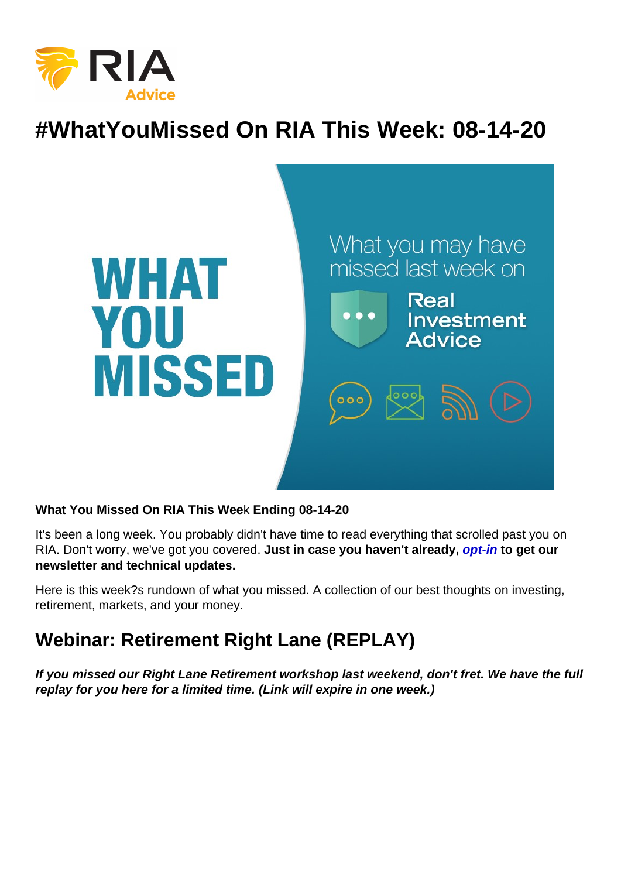# #WhatYouMissed On RIA This Week: 08-14-20

**What You Missed On RIA This Week Ending 08-14-20**

It's been a long week. You probably didn't have time to read everything that scrolled past you on RIA. Don't worry, we've got you covered. **Just in case you haven't already, *opt-in* to get our newsletter and technical updates.**

Here is this week?s rundown of what you missed. A collection of our best thoughts on investing, retirement, markets, and your money.

## Webinar: Retirement Right Lane (REPLAY)

***If you missed our Right Lane Retirement workshop last weekend, don't fret. We have the full replay for you here for a limited time. (Link will expire in one week.)***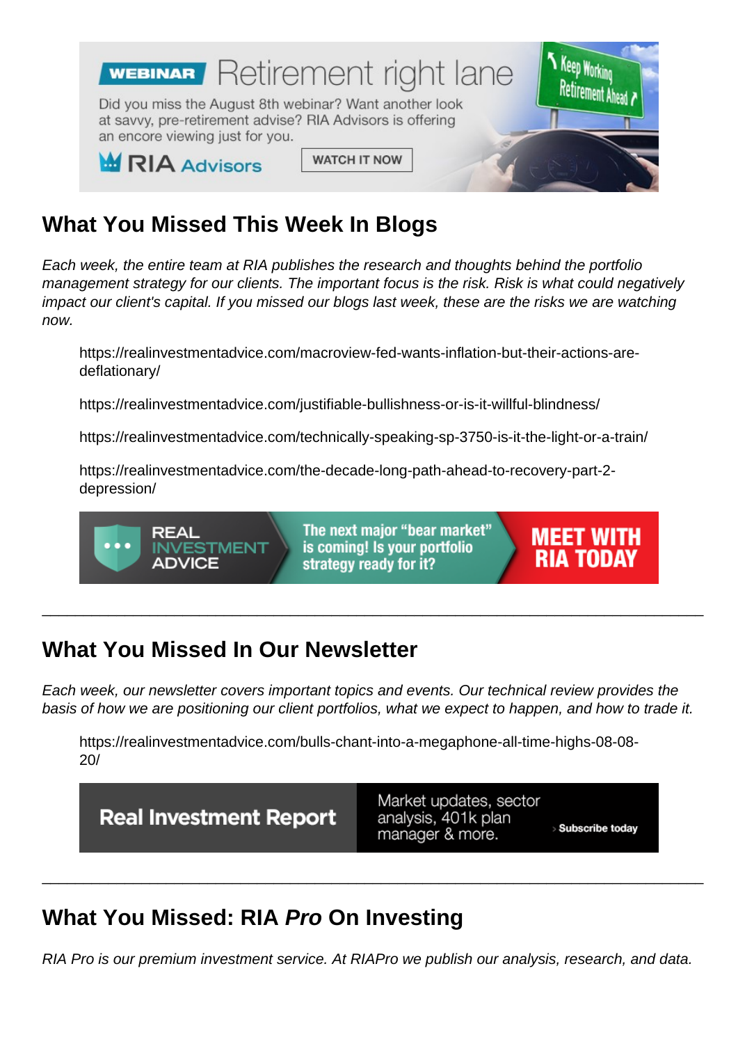## What You Missed This Week In Blogs

*Each week, the entire team at RIA publishes the research and thoughts behind the portfolio management strategy for our clients. The important focus is the risk. Risk is what could negatively impact our client's capital. If you missed our blogs last week, these are the risks we are watching now.*

> https://realinvestmentadvice.com/macroview-fed-wants-inflation-but-their-actions-are-deflationary/
>
> https://realinvestmentadvice.com/justifiable-bullishness-or-is-it-willful-blindness/
>
> https://realinvestmentadvice.com/technically-speaking-sp-3750-is-it-the-light-or-a-train/
>
> https://realinvestmentadvice.com/the-decade-long-path-ahead-to-recovery-part-2-depression/

---

## What You Missed In Our Newsletter

*Each week, our newsletter covers important topics and events. Our technical review provides the basis of how we are positioning our client portfolios, what we expect to happen, and how to trade it.*

> https://realinvestmentadvice.com/bulls-chant-into-a-megaphone-all-time-highs-08-08-20/

---

## What You Missed: RIA *Pro* On Investing

*RIA Pro is our premium investment service. At RIAPro we publish our analysis, research, and data.*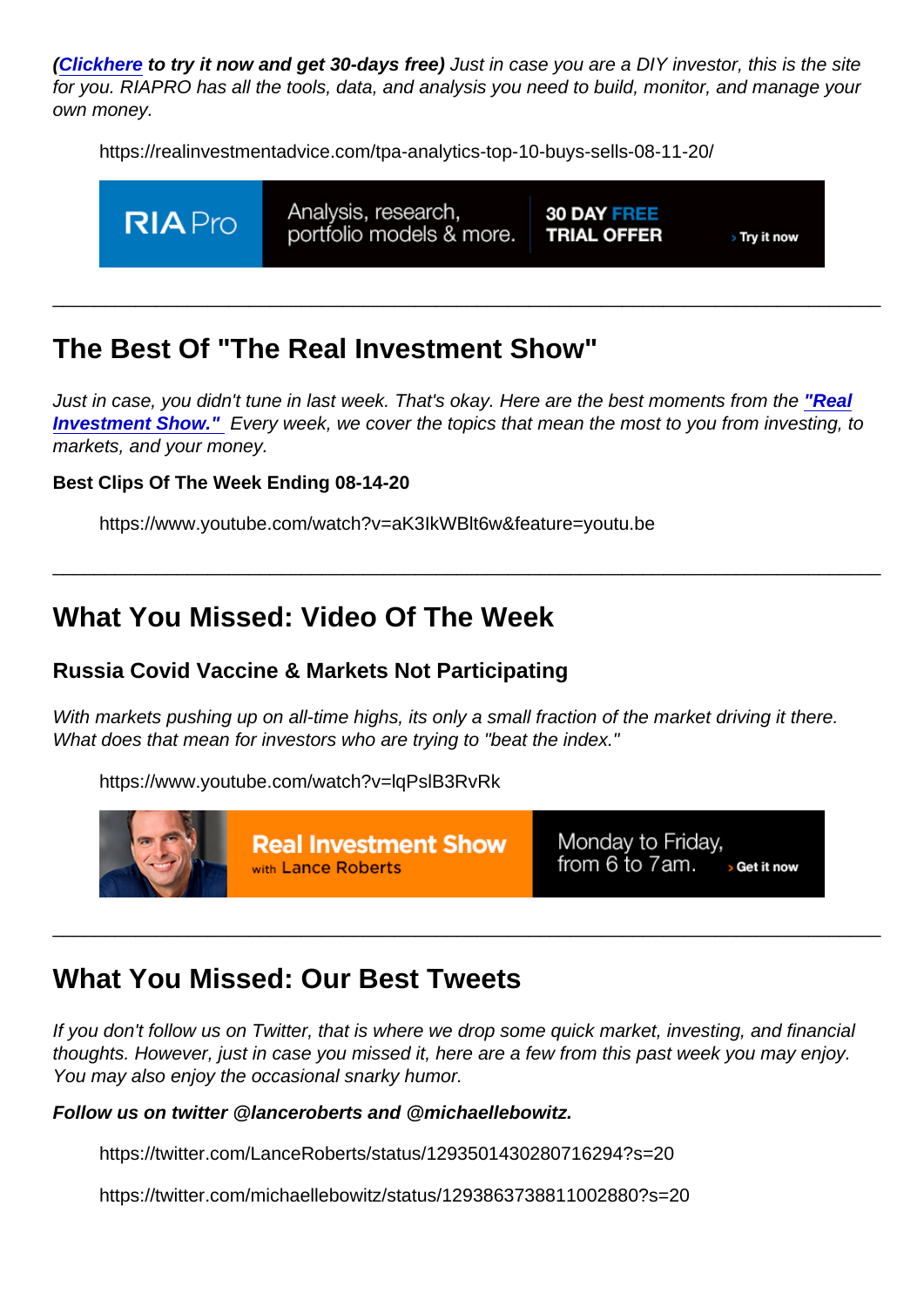***([Clickhere](#) to try it now and get 30-days free)*** *Just in case you are a DIY investor, this is the site for you. RIAPRO has all the tools, data, and analysis you need to build, monitor, and manage your own money.*

https://realinvestmentadvice.com/tpa-analytics-top-10-buys-sells-08-11-20/

RIA Pro | Analysis, research, portfolio models & more. | 30 DAY FREE TRIAL OFFER | › Try it now

---

## The Best Of "The Real Investment Show"

*Just in case, you didn't tune in last week. That's okay. Here are the best moments from the **["Real Investment Show."](#)** Every week, we cover the topics that mean the most to you from investing, to markets, and your money.*

**Best Clips Of The Week Ending 08-14-20**

https://www.youtube.com/watch?v=aK3IkWBlt6w&feature=youtu.be

---

## What You Missed: Video Of The Week

### Russia Covid Vaccine & Markets Not Participating

*With markets pushing up on all-time highs, its only a small fraction of the market driving it there. What does that mean for investors who are trying to "beat the index."*

https://www.youtube.com/watch?v=lqPslB3RvRk

Real Investment Show with Lance Roberts | Monday to Friday, from 6 to 7am. | › Get it now

---

## What You Missed: Our Best Tweets

*If you don't follow us on Twitter, that is where we drop some quick market, investing, and financial thoughts. However, just in case you missed it, here are a few from this past week you may enjoy. You may also enjoy the occasional snarky humor.*

***Follow us on twitter @lanceroberts and @michaellebowitz.***

https://twitter.com/LanceRoberts/status/1293501430280716294?s=20

https://twitter.com/michaellebowitz/status/1293863738811002880?s=20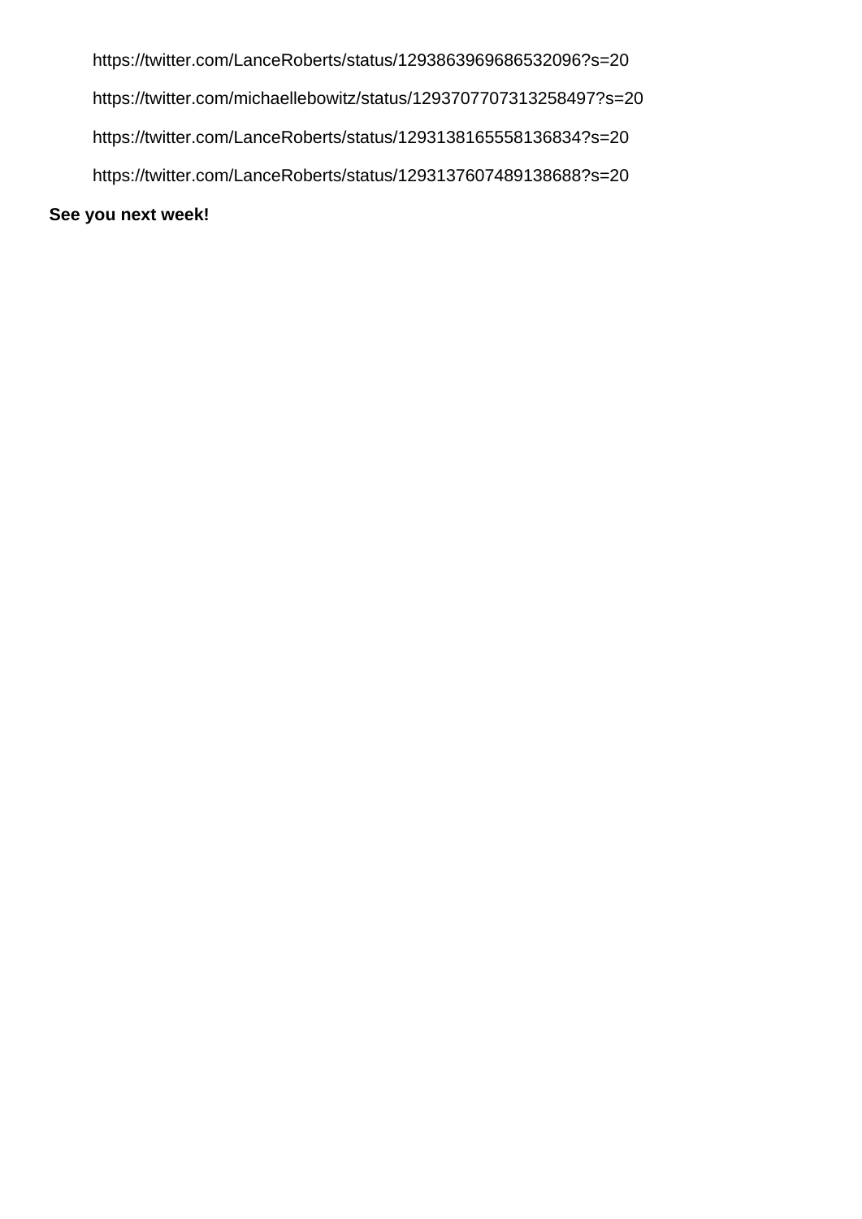https://twitter.com/LanceRoberts/status/1293863969686532096?s=20

https://twitter.com/michaellebowitz/status/1293707707313258497?s=20

https://twitter.com/LanceRoberts/status/1293138165558136834?s=20

https://twitter.com/LanceRoberts/status/1293137607489138688?s=20

**See you next week!**